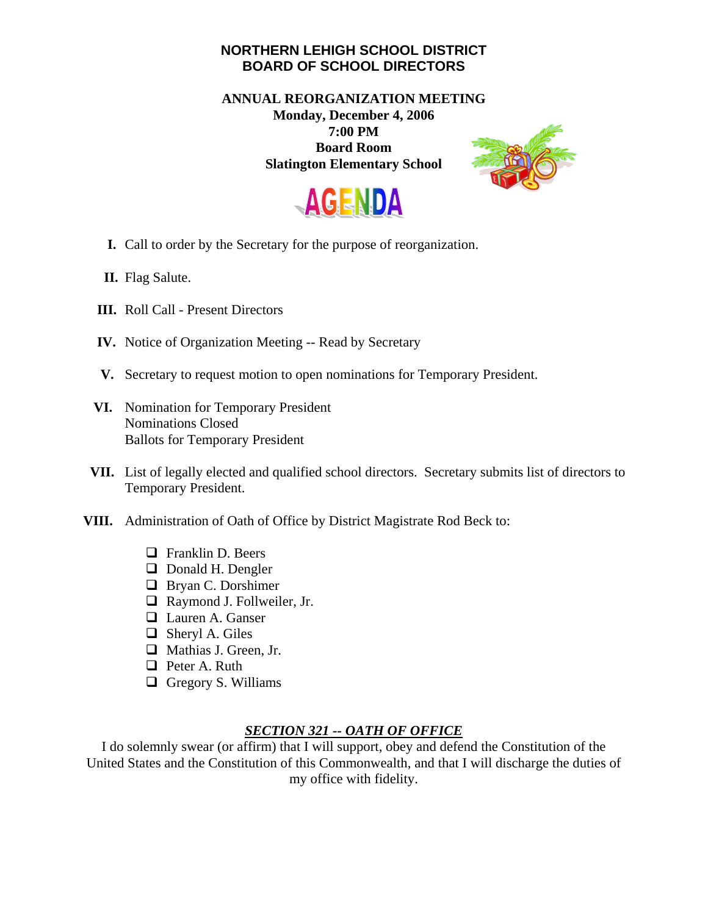# NORTHERN LEHIGH SCHOOL DISTRICT
# BOARD OF SCHOOL DIRECTORS

**ANNUAL REORGANIZATION MEETING**
**Monday, December 4, 2006**
**7:00 PM**
**Board Room**
**Slatington Elementary School**

## AGENDA

**I.** Call to order by the Secretary for the purpose of reorganization.

**II.** Flag Salute.

**III.** Roll Call - Present Directors

**IV.** Notice of Organization Meeting -- Read by Secretary

**V.** Secretary to request motion to open nominations for Temporary President.

**VI.** Nomination for Temporary President
Nominations Closed
Ballots for Temporary President

**VII.** List of legally elected and qualified school directors. Secretary submits list of directors to Temporary President.

**VIII.** Administration of Oath of Office by District Magistrate Rod Beck to:

- ❑ Franklin D. Beers
- ❑ Donald H. Dengler
- ❑ Bryan C. Dorshimer
- ❑ Raymond J. Follweiler, Jr.
- ❑ Lauren A. Ganser
- ❑ Sheryl A. Giles
- ❑ Mathias J. Green, Jr.
- ❑ Peter A. Ruth
- ❑ Gregory S. Williams

***SECTION 321 -- OATH OF OFFICE***

I do solemnly swear (or affirm) that I will support, obey and defend the Constitution of the United States and the Constitution of this Commonwealth, and that I will discharge the duties of my office with fidelity.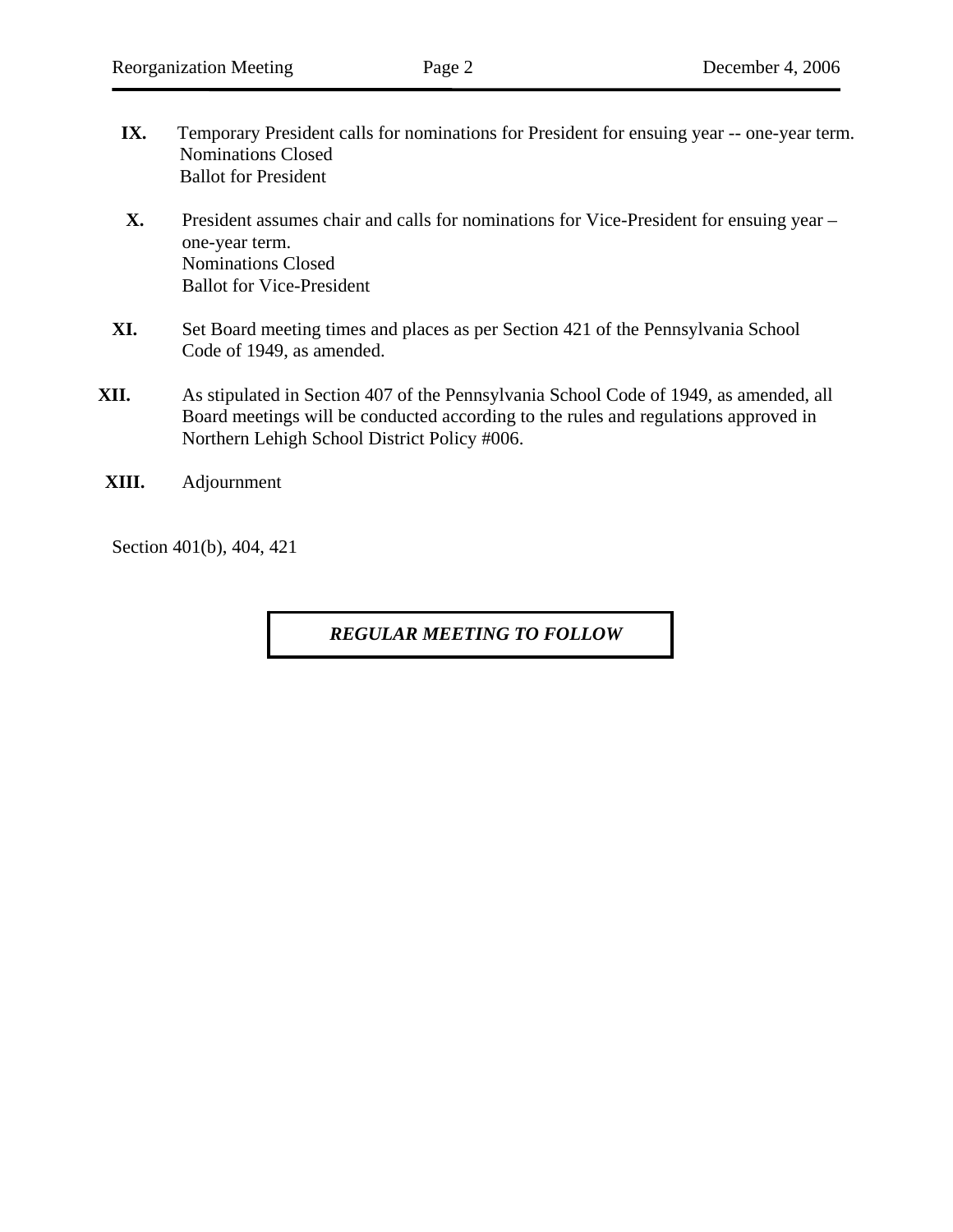**IX.** Temporary President calls for nominations for President for ensuing year -- one-year term.
Nominations Closed
Ballot for President

**X.** President assumes chair and calls for nominations for Vice-President for ensuing year – one-year term.
Nominations Closed
Ballot for Vice-President

**XI.** Set Board meeting times and places as per Section 421 of the Pennsylvania School Code of 1949, as amended.

**XII.** As stipulated in Section 407 of the Pennsylvania School Code of 1949, as amended, all Board meetings will be conducted according to the rules and regulations approved in Northern Lehigh School District Policy #006.

**XIII.** Adjournment

Section 401(b), 404, 421

***REGULAR MEETING TO FOLLOW***